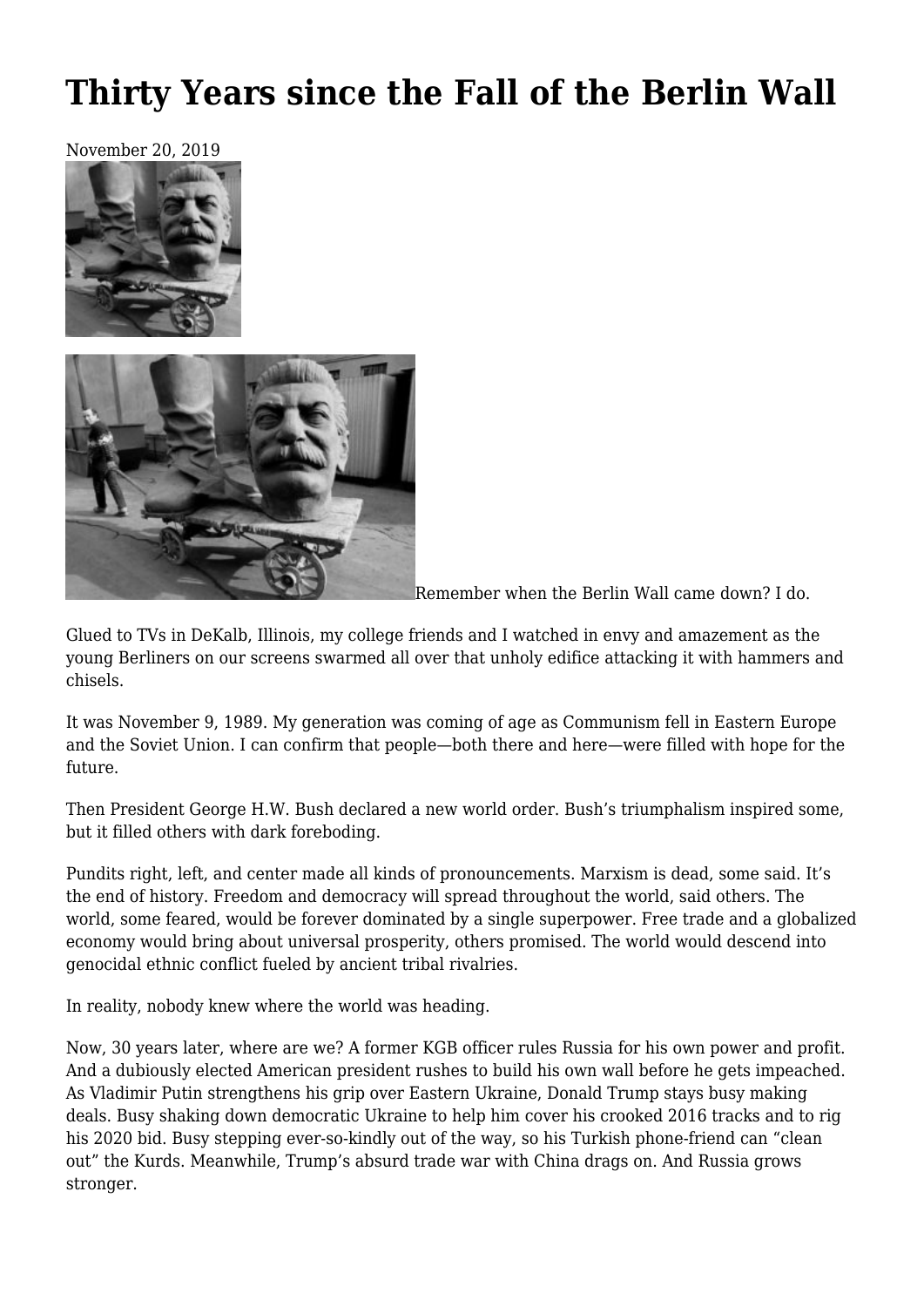# Thirty Years since the Fall of the Berlin Wall

November 20, 2019

Remember when the Berlin Wall came down? I do.

Glued to TVs in DeKalb, Illinois, my college friends and I watched in envy and amazement as the young Berliners on our screens swarmed all over that unholy edifice attacking it with hammers and chisels.

It was November 9, 1989. My generation was coming of age as Communism fell in Eastern Europe and the Soviet Union. I can confirm that people—both there and here—were filled with hope for the future.

Then President George H.W. Bush declared a new world order. Bush's triumphalism inspired some, but it filled others with dark foreboding.

Pundits right, left, and center made all kinds of pronouncements. Marxism is dead, some said. It's the end of history. Freedom and democracy will spread throughout the world, said others. The world, some feared, would be forever dominated by a single superpower. Free trade and a globalized economy would bring about universal prosperity, others promised. The world would descend into genocidal ethnic conflict fueled by ancient tribal rivalries.

In reality, nobody knew where the world was heading.

Now, 30 years later, where are we? A former KGB officer rules Russia for his own power and profit. And a dubiously elected American president rushes to build his own wall before he gets impeached. As Vladimir Putin strengthens his grip over Eastern Ukraine, Donald Trump stays busy making deals. Busy shaking down democratic Ukraine to help him cover his crooked 2016 tracks and to rig his 2020 bid. Busy stepping ever-so-kindly out of the way, so his Turkish phone-friend can "clean out" the Kurds. Meanwhile, Trump's absurd trade war with China drags on. And Russia grows stronger.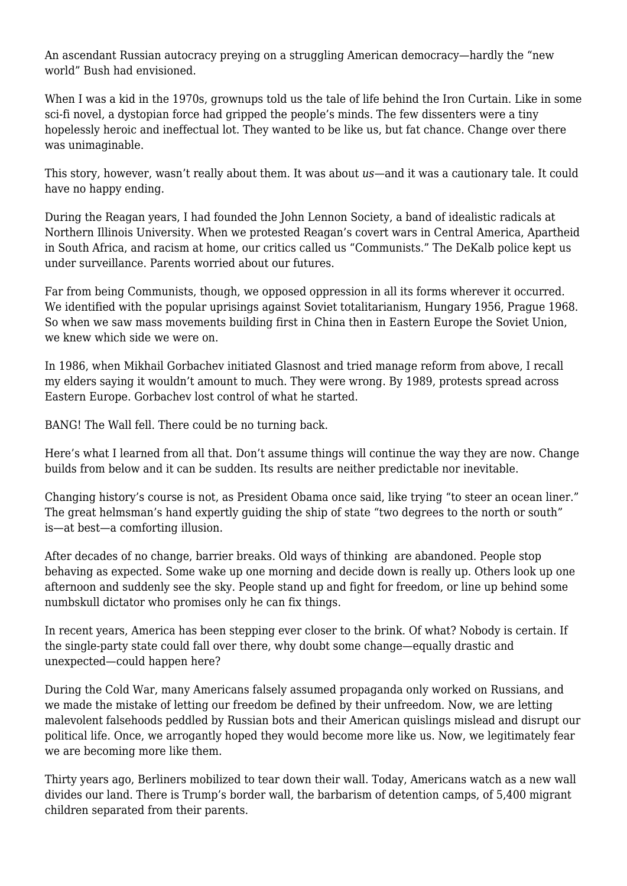An ascendant Russian autocracy preying on a struggling American democracy—hardly the "new world" Bush had envisioned.

When I was a kid in the 1970s, grownups told us the tale of life behind the Iron Curtain. Like in some sci-fi novel, a dystopian force had gripped the people's minds. The few dissenters were a tiny hopelessly heroic and ineffectual lot. They wanted to be like us, but fat chance. Change over there was unimaginable.

This story, however, wasn't really about them. It was about *us*—and it was a cautionary tale. It could have no happy ending.

During the Reagan years, I had founded the John Lennon Society, a band of idealistic radicals at Northern Illinois University. When we protested Reagan's covert wars in Central America, Apartheid in South Africa, and racism at home, our critics called us "Communists." The DeKalb police kept us under surveillance. Parents worried about our futures.

Far from being Communists, though, we opposed oppression in all its forms wherever it occurred. We identified with the popular uprisings against Soviet totalitarianism, Hungary 1956, Prague 1968. So when we saw mass movements building first in China then in Eastern Europe the Soviet Union, we knew which side we were on.

In 1986, when Mikhail Gorbachev initiated Glasnost and tried manage reform from above, I recall my elders saying it wouldn't amount to much. They were wrong. By 1989, protests spread across Eastern Europe. Gorbachev lost control of what he started.

BANG! The Wall fell. There could be no turning back.

Here's what I learned from all that. Don't assume things will continue the way they are now. Change builds from below and it can be sudden. Its results are neither predictable nor inevitable.

Changing history's course is not, as President Obama once said, like trying "to steer an ocean liner." The great helmsman's hand expertly guiding the ship of state "two degrees to the north or south" is—at best—a comforting illusion.

After decades of no change, barrier breaks. Old ways of thinking are abandoned. People stop behaving as expected. Some wake up one morning and decide down is really up. Others look up one afternoon and suddenly see the sky. People stand up and fight for freedom, or line up behind some numbskull dictator who promises only he can fix things.

In recent years, America has been stepping ever closer to the brink. Of what? Nobody is certain. If the single-party state could fall over there, why doubt some change—equally drastic and unexpected—could happen here?

During the Cold War, many Americans falsely assumed propaganda only worked on Russians, and we made the mistake of letting our freedom be defined by their unfreedom. Now, we are letting malevolent falsehoods peddled by Russian bots and their American quislings mislead and disrupt our political life. Once, we arrogantly hoped they would become more like us. Now, we legitimately fear we are becoming more like them.

Thirty years ago, Berliners mobilized to tear down their wall. Today, Americans watch as a new wall divides our land. There is Trump's border wall, the barbarism of detention camps, of 5,400 migrant children separated from their parents.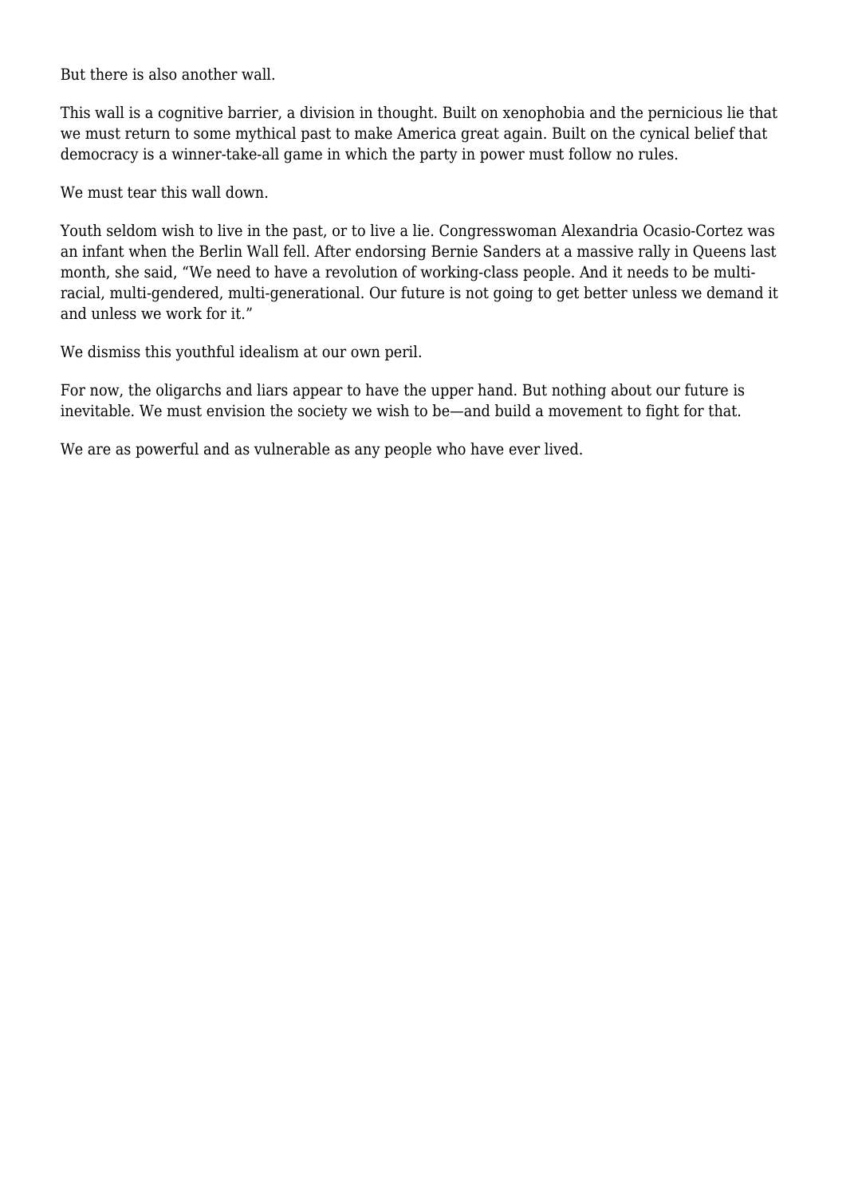But there is also another wall.

This wall is a cognitive barrier, a division in thought. Built on xenophobia and the pernicious lie that we must return to some mythical past to make America great again. Built on the cynical belief that democracy is a winner-take-all game in which the party in power must follow no rules.

We must tear this wall down.

Youth seldom wish to live in the past, or to live a lie. Congresswoman Alexandria Ocasio-Cortez was an infant when the Berlin Wall fell. After endorsing Bernie Sanders at a massive rally in Queens last month, she said, "We need to have a revolution of working-class people. And it needs to be multi-racial, multi-gendered, multi-generational. Our future is not going to get better unless we demand it and unless we work for it."

We dismiss this youthful idealism at our own peril.

For now, the oligarchs and liars appear to have the upper hand. But nothing about our future is inevitable. We must envision the society we wish to be—and build a movement to fight for that.

We are as powerful and as vulnerable as any people who have ever lived.